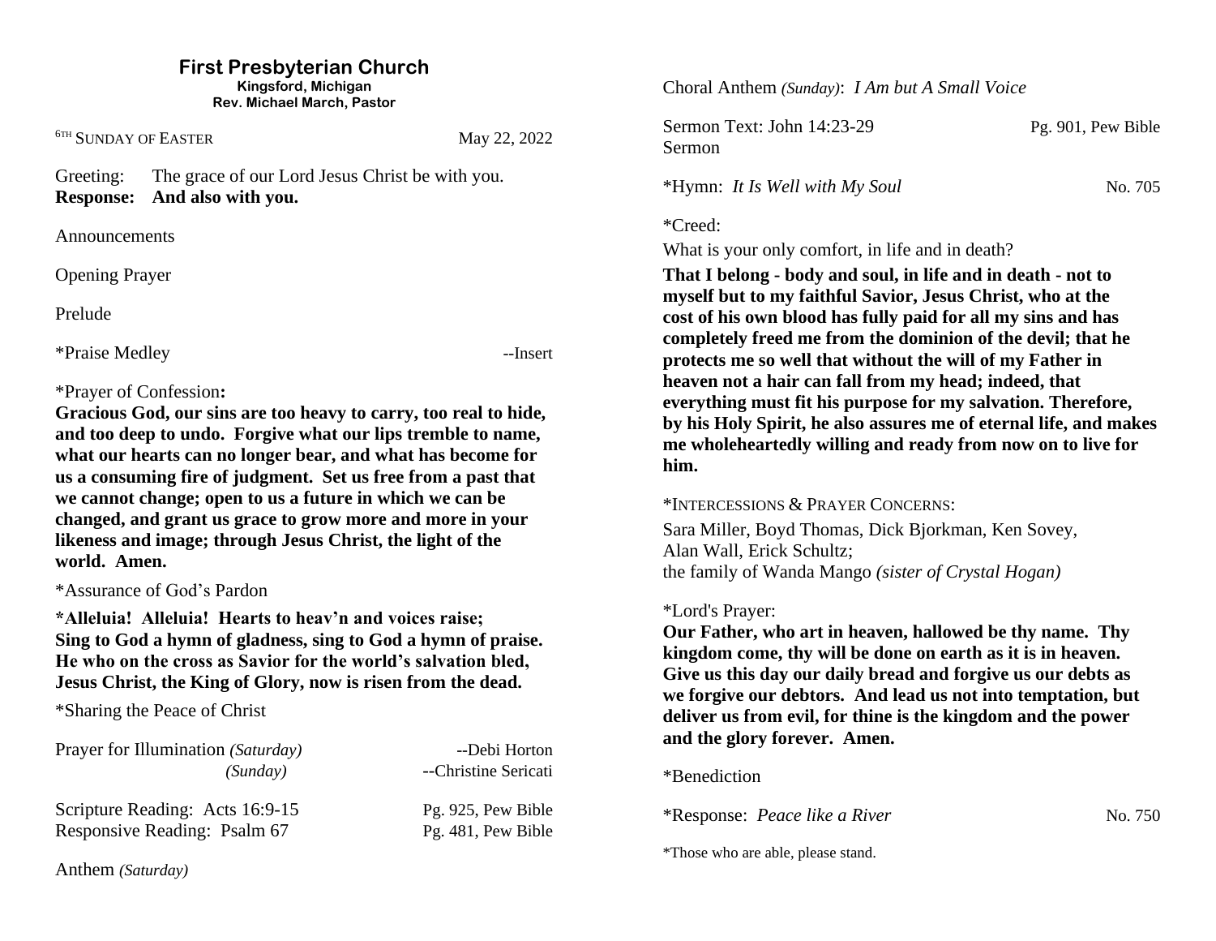# First Presbyterian Church

**Kingsford, Michigan**
**Rev. Michael March, Pastor**

6TH SUNDAY OF EASTER — May 22, 2022

Greeting: The grace of our Lord Jesus Christ be with you.
**Response: And also with you.**

Announcements

Opening Prayer

Prelude

*Praise Medley --Insert

*Prayer of Confession**:**
**Gracious God, our sins are too heavy to carry, too real to hide, and too deep to undo. Forgive what our lips tremble to name, what our hearts can no longer bear, and what has become for us a consuming fire of judgment. Set us free from a past that we cannot change; open to us a future in which we can be changed, and grant us grace to grow more and more in your likeness and image; through Jesus Christ, the light of the world. Amen.**

*Assurance of God's Pardon

**\*Alleluia! Alleluia! Hearts to heav'n and voices raise;
Sing to God a hymn of gladness, sing to God a hymn of praise.
He who on the cross as Savior for the world's salvation bled,
Jesus Christ, the King of Glory, now is risen from the dead.**

*Sharing the Peace of Christ

Prayer for Illumination *(Saturday)* --Debi Horton
*(Sunday)* --Christine Sericati

Scripture Reading: Acts 16:9-15 — Pg. 925, Pew Bible
Responsive Reading: Psalm 67 — Pg. 481, Pew Bible

Anthem *(Saturday)*

Choral Anthem *(Sunday)*: *I Am but A Small Voice*

Sermon Text: John 14:23-29 — Pg. 901, Pew Bible
Sermon

*Hymn: *It Is Well with My Soul* — No. 705

*Creed:
What is your only comfort, in life and in death?
**That I belong - body and soul, in life and in death - not to myself but to my faithful Savior, Jesus Christ, who at the cost of his own blood has fully paid for all my sins and has completely freed me from the dominion of the devil; that he protects me so well that without the will of my Father in heaven not a hair can fall from my head; indeed, that everything must fit his purpose for my salvation. Therefore, by his Holy Spirit, he also assures me of eternal life, and makes me wholeheartedly willing and ready from now on to live for him.**

*INTERCESSIONS & PRAYER CONCERNS:
Sara Miller, Boyd Thomas, Dick Bjorkman, Ken Sovey, Alan Wall, Erick Schultz;
the family of Wanda Mango *(sister of Crystal Hogan)*

*Lord's Prayer:
**Our Father, who art in heaven, hallowed be thy name. Thy kingdom come, thy will be done on earth as it is in heaven. Give us this day our daily bread and forgive us our debts as we forgive our debtors. And lead us not into temptation, but deliver us from evil, for thine is the kingdom and the power and the glory forever. Amen.**

*Benediction

*Response: *Peace like a River* — No. 750

*Those who are able, please stand.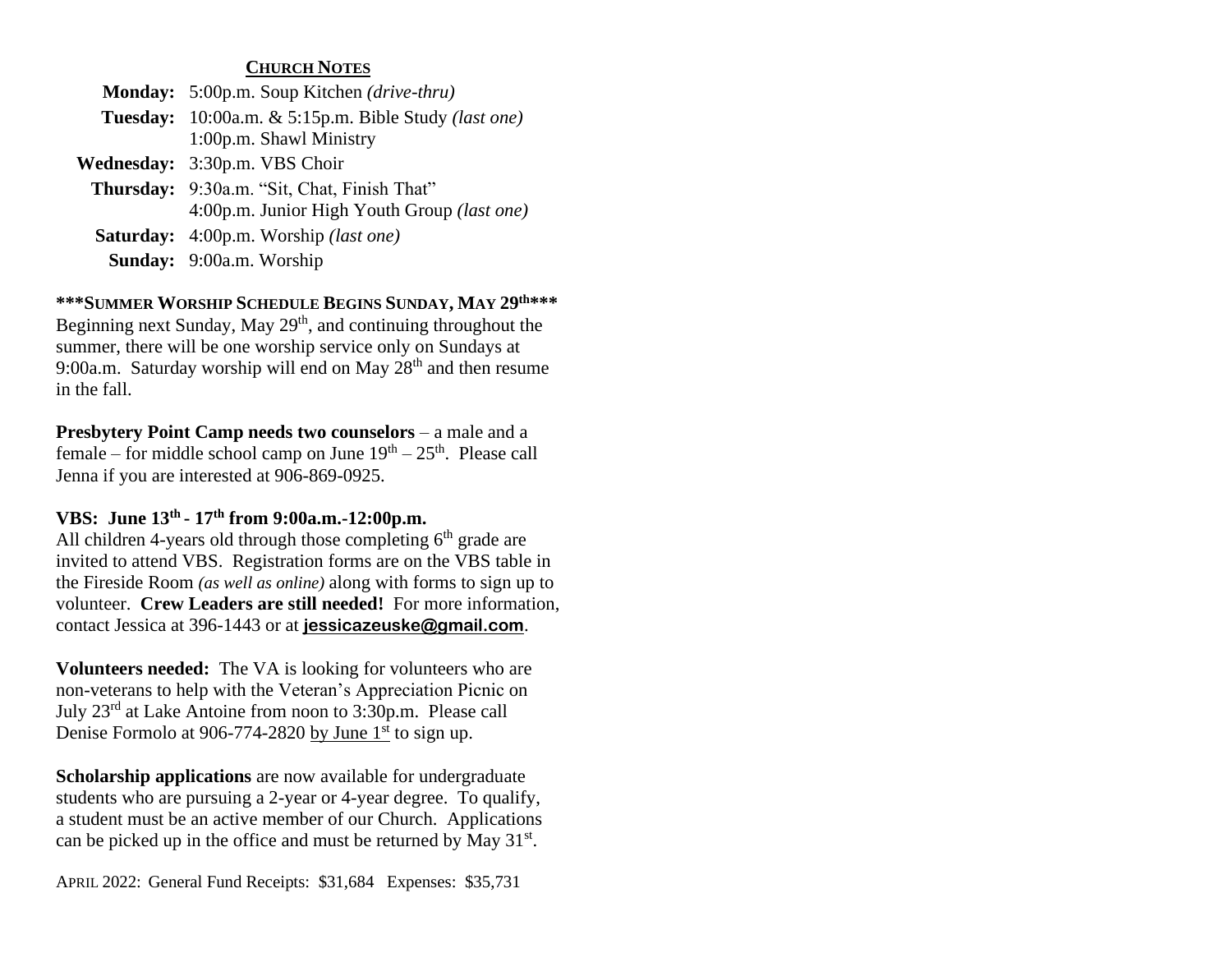## CHURCH NOTES

| | |
|---|---|
| **Monday:** | 5:00p.m. Soup Kitchen *(drive-thru)* |
| **Tuesday:** | 10:00a.m. & 5:15p.m. Bible Study *(last one)*<br>1:00p.m. Shawl Ministry |
| **Wednesday:** | 3:30p.m. VBS Choir |
| **Thursday:** | 9:30a.m. "Sit, Chat, Finish That"<br>4:00p.m. Junior High Youth Group *(last one)* |
| **Saturday:** | 4:00p.m. Worship *(last one)* |
| **Sunday:** | 9:00a.m. Worship |

**\*\*\*SUMMER WORSHIP SCHEDULE BEGINS SUNDAY, MAY 29th\*\*\***
Beginning next Sunday, May 29th, and continuing throughout the summer, there will be one worship service only on Sundays at 9:00a.m. Saturday worship will end on May 28th and then resume in the fall.

**Presbytery Point Camp needs two counselors** – a male and a female – for middle school camp on June 19th – 25th. Please call Jenna if you are interested at 906-869-0925.

**VBS: June 13th - 17th from 9:00a.m.-12:00p.m.**
All children 4-years old through those completing 6th grade are invited to attend VBS. Registration forms are on the VBS table in the Fireside Room *(as well as online)* along with forms to sign up to volunteer. **Crew Leaders are still needed!** For more information, contact Jessica at 396-1443 or at **jessicazeuske@gmail.com**.

**Volunteers needed:** The VA is looking for volunteers who are non-veterans to help with the Veteran's Appreciation Picnic on July 23rd at Lake Antoine from noon to 3:30p.m. Please call Denise Formolo at 906-774-2820 <u>by June 1st</u> to sign up.

**Scholarship applications** are now available for undergraduate students who are pursuing a 2-year or 4-year degree. To qualify, a student must be an active member of our Church. Applications can be picked up in the office and must be returned by May 31st.

APRIL 2022: General Fund Receipts: $31,684 Expenses: $35,731